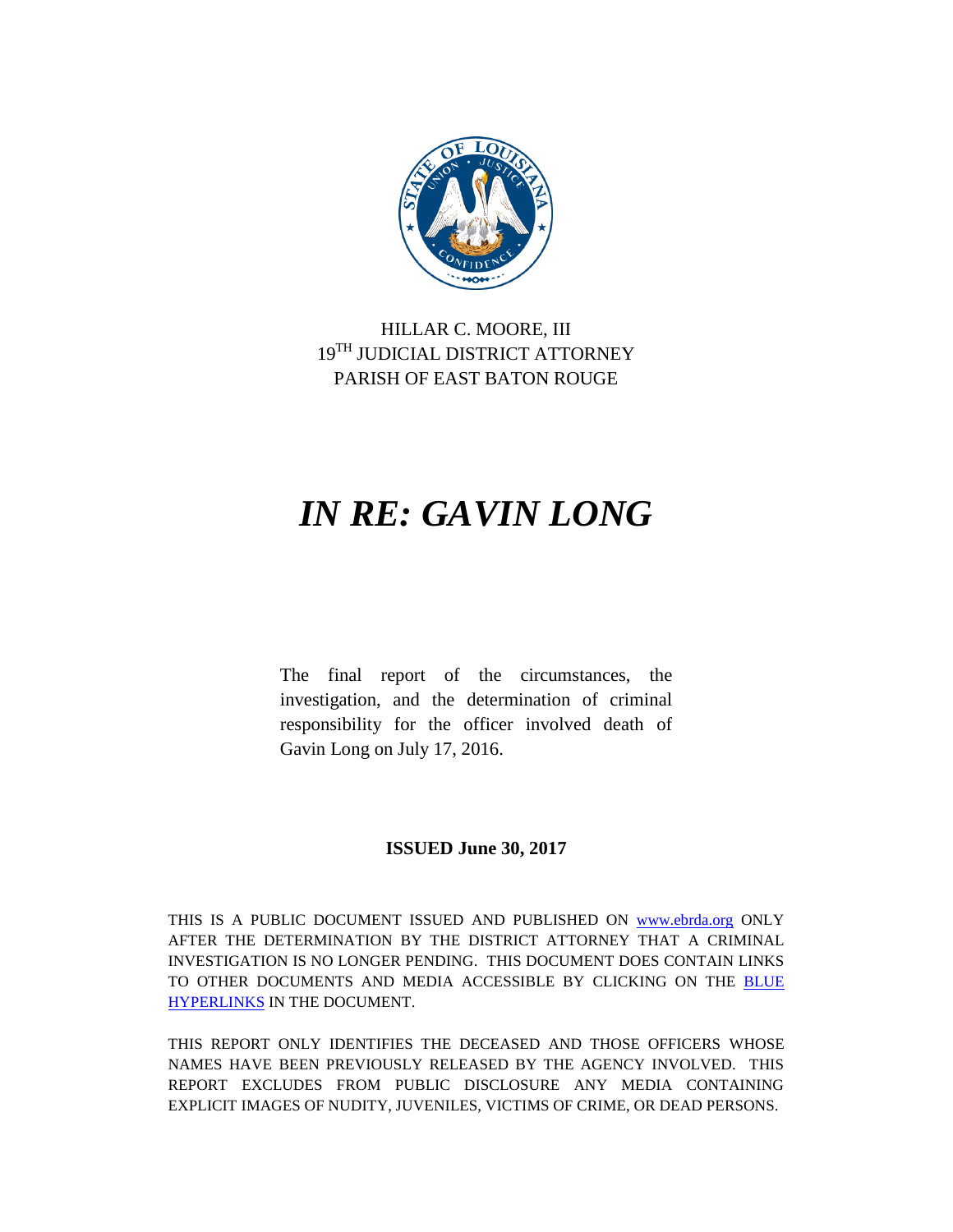HILLAR C. MOORE, III
19TH JUDICIAL DISTRICT ATTORNEY
PARISH OF EAST BATON ROUGE

# *IN RE: GAVIN LONG*

The final report of the circumstances, the investigation, and the determination of criminal responsibility for the officer involved death of Gavin Long on July 17, 2016.

**ISSUED June 30, 2017**

THIS IS A PUBLIC DOCUMENT ISSUED AND PUBLISHED ON www.ebrda.org ONLY AFTER THE DETERMINATION BY THE DISTRICT ATTORNEY THAT A CRIMINAL INVESTIGATION IS NO LONGER PENDING. THIS DOCUMENT DOES CONTAIN LINKS TO OTHER DOCUMENTS AND MEDIA ACCESSIBLE BY CLICKING ON THE BLUE HYPERLINKS IN THE DOCUMENT.

THIS REPORT ONLY IDENTIFIES THE DECEASED AND THOSE OFFICERS WHOSE NAMES HAVE BEEN PREVIOUSLY RELEASED BY THE AGENCY INVOLVED. THIS REPORT EXCLUDES FROM PUBLIC DISCLOSURE ANY MEDIA CONTAINING EXPLICIT IMAGES OF NUDITY, JUVENILES, VICTIMS OF CRIME, OR DEAD PERSONS.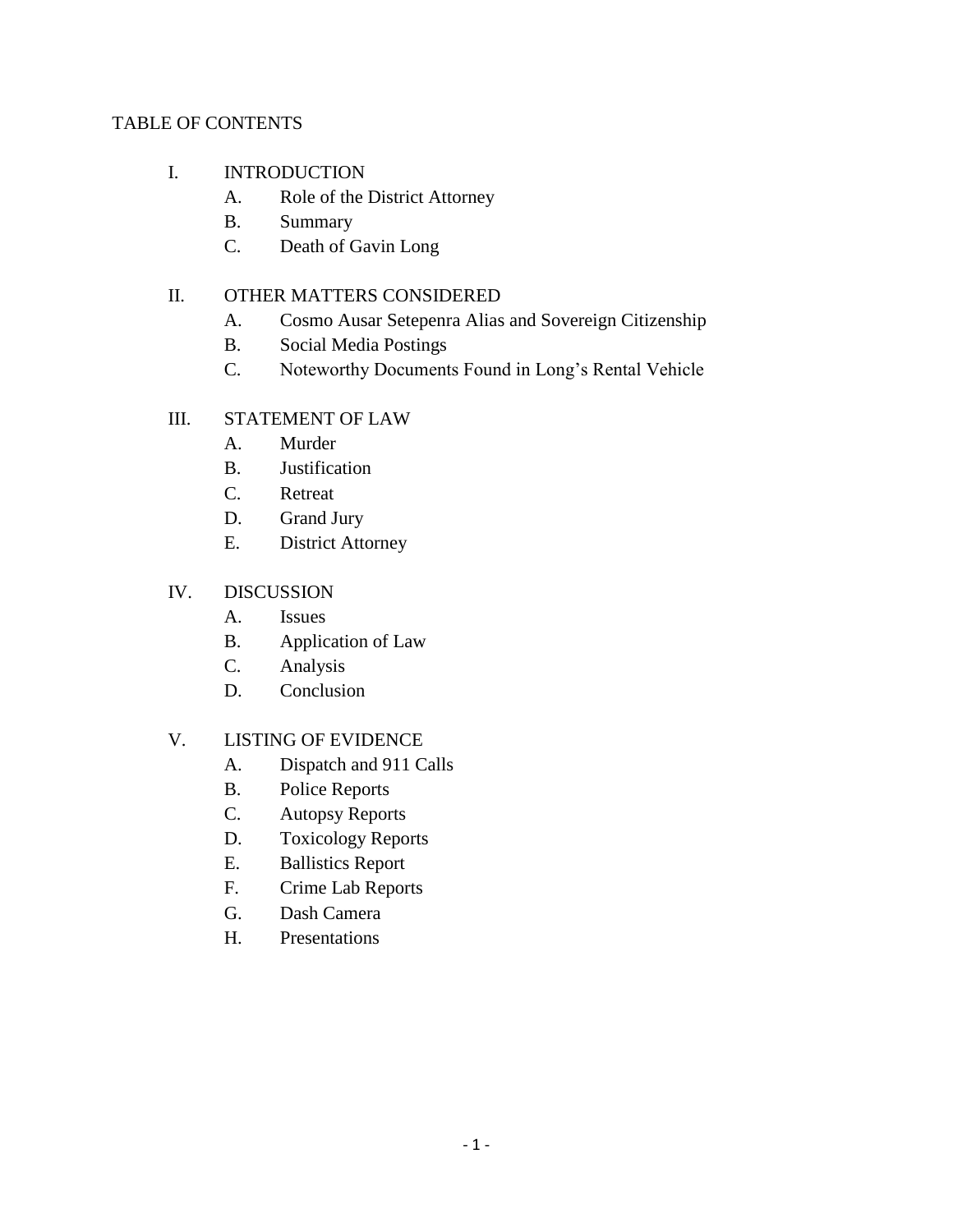TABLE OF CONTENTS

I. INTRODUCTION
   - A. Role of the District Attorney
   - B. Summary
   - C. Death of Gavin Long

II. OTHER MATTERS CONSIDERED
   - A. Cosmo Ausar Setepenra Alias and Sovereign Citizenship
   - B. Social Media Postings
   - C. Noteworthy Documents Found in Long's Rental Vehicle

III. STATEMENT OF LAW
   - A. Murder
   - B. Justification
   - C. Retreat
   - D. Grand Jury
   - E. District Attorney

IV. DISCUSSION
   - A. Issues
   - B. Application of Law
   - C. Analysis
   - D. Conclusion

V. LISTING OF EVIDENCE
   - A. Dispatch and 911 Calls
   - B. Police Reports
   - C. Autopsy Reports
   - D. Toxicology Reports
   - E. Ballistics Report
   - F. Crime Lab Reports
   - G. Dash Camera
   - H. Presentations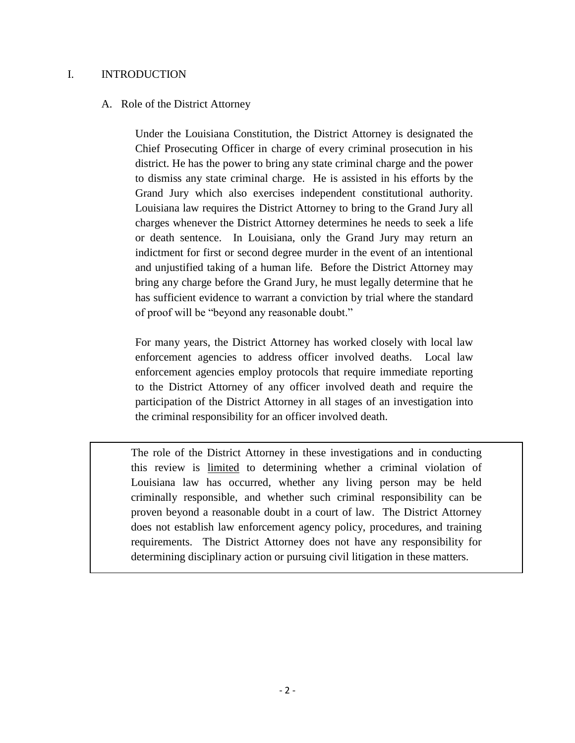# I. INTRODUCTION

## A. Role of the District Attorney

Under the Louisiana Constitution, the District Attorney is designated the Chief Prosecuting Officer in charge of every criminal prosecution in his district. He has the power to bring any state criminal charge and the power to dismiss any state criminal charge. He is assisted in his efforts by the Grand Jury which also exercises independent constitutional authority. Louisiana law requires the District Attorney to bring to the Grand Jury all charges whenever the District Attorney determines he needs to seek a life or death sentence. In Louisiana, only the Grand Jury may return an indictment for first or second degree murder in the event of an intentional and unjustified taking of a human life. Before the District Attorney may bring any charge before the Grand Jury, he must legally determine that he has sufficient evidence to warrant a conviction by trial where the standard of proof will be "beyond any reasonable doubt."

For many years, the District Attorney has worked closely with local law enforcement agencies to address officer involved deaths. Local law enforcement agencies employ protocols that require immediate reporting to the District Attorney of any officer involved death and require the participation of the District Attorney in all stages of an investigation into the criminal responsibility for an officer involved death.

> The role of the District Attorney in these investigations and in conducting this review is <u>limited</u> to determining whether a criminal violation of Louisiana law has occurred, whether any living person may be held criminally responsible, and whether such criminal responsibility can be proven beyond a reasonable doubt in a court of law. The District Attorney does not establish law enforcement agency policy, procedures, and training requirements. The District Attorney does not have any responsibility for determining disciplinary action or pursuing civil litigation in these matters.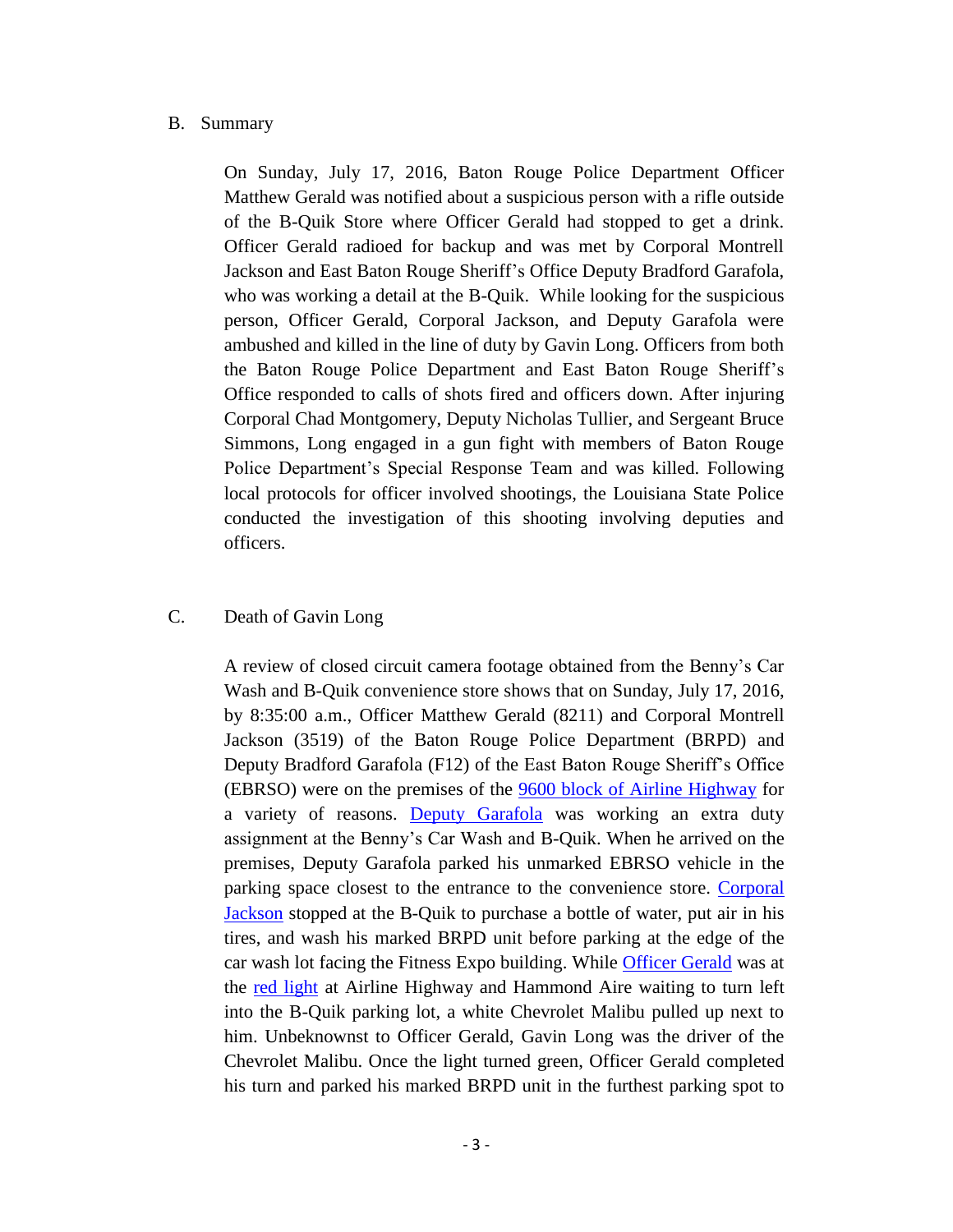## B. Summary

On Sunday, July 17, 2016, Baton Rouge Police Department Officer Matthew Gerald was notified about a suspicious person with a rifle outside of the B-Quik Store where Officer Gerald had stopped to get a drink. Officer Gerald radioed for backup and was met by Corporal Montrell Jackson and East Baton Rouge Sheriff's Office Deputy Bradford Garafola, who was working a detail at the B-Quik. While looking for the suspicious person, Officer Gerald, Corporal Jackson, and Deputy Garafola were ambushed and killed in the line of duty by Gavin Long. Officers from both the Baton Rouge Police Department and East Baton Rouge Sheriff's Office responded to calls of shots fired and officers down. After injuring Corporal Chad Montgomery, Deputy Nicholas Tullier, and Sergeant Bruce Simmons, Long engaged in a gun fight with members of Baton Rouge Police Department's Special Response Team and was killed. Following local protocols for officer involved shootings, the Louisiana State Police conducted the investigation of this shooting involving deputies and officers.

## C. Death of Gavin Long

A review of closed circuit camera footage obtained from the Benny's Car Wash and B-Quik convenience store shows that on Sunday, July 17, 2016, by 8:35:00 a.m., Officer Matthew Gerald (8211) and Corporal Montrell Jackson (3519) of the Baton Rouge Police Department (BRPD) and Deputy Bradford Garafola (F12) of the East Baton Rouge Sheriff's Office (EBRSO) were on the premises of the 9600 block of Airline Highway for a variety of reasons. Deputy Garafola was working an extra duty assignment at the Benny's Car Wash and B-Quik. When he arrived on the premises, Deputy Garafola parked his unmarked EBRSO vehicle in the parking space closest to the entrance to the convenience store. Corporal Jackson stopped at the B-Quik to purchase a bottle of water, put air in his tires, and wash his marked BRPD unit before parking at the edge of the car wash lot facing the Fitness Expo building. While Officer Gerald was at the red light at Airline Highway and Hammond Aire waiting to turn left into the B-Quik parking lot, a white Chevrolet Malibu pulled up next to him. Unbeknownst to Officer Gerald, Gavin Long was the driver of the Chevrolet Malibu. Once the light turned green, Officer Gerald completed his turn and parked his marked BRPD unit in the furthest parking spot to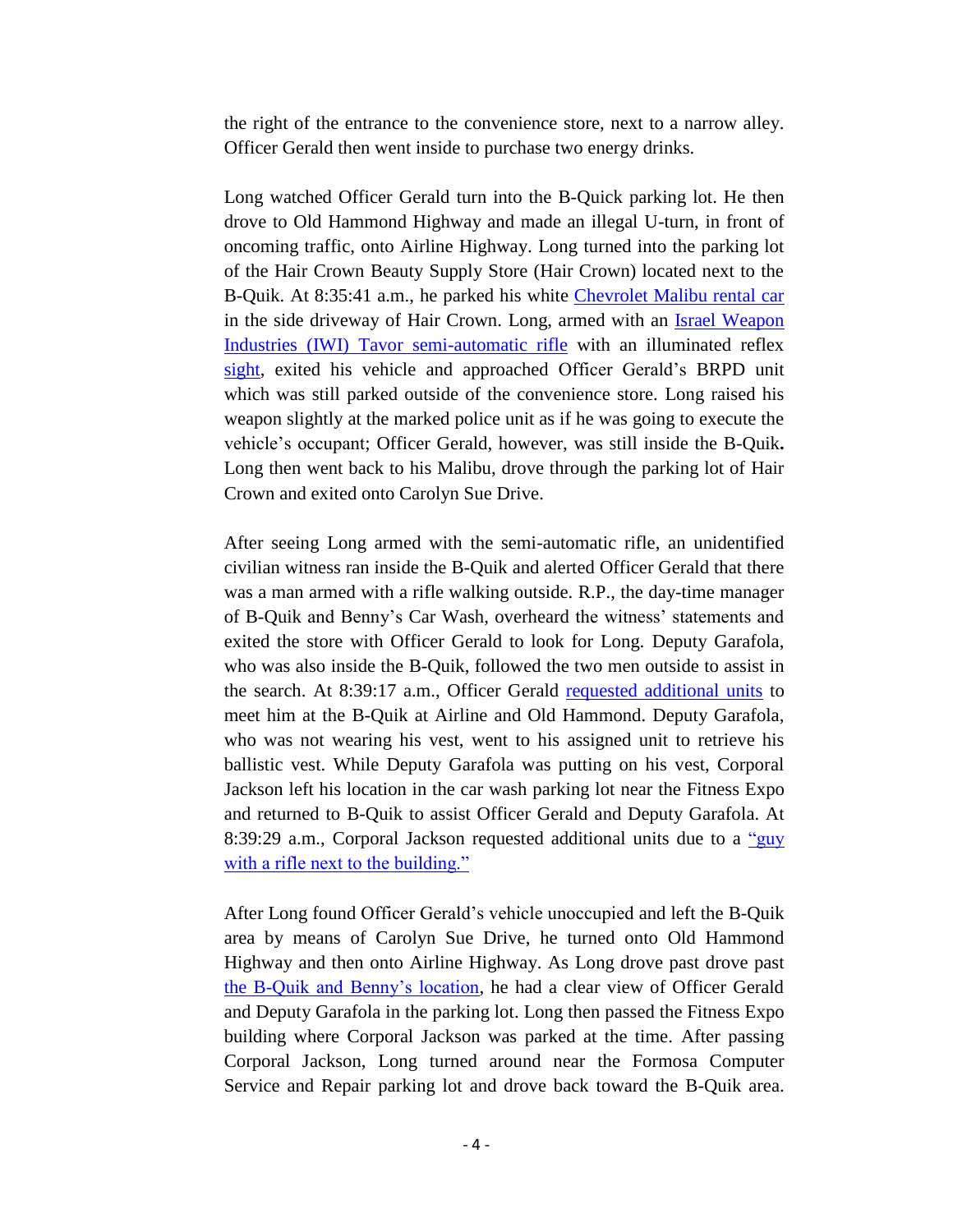the right of the entrance to the convenience store, next to a narrow alley. Officer Gerald then went inside to purchase two energy drinks.

Long watched Officer Gerald turn into the B-Quick parking lot. He then drove to Old Hammond Highway and made an illegal U-turn, in front of oncoming traffic, onto Airline Highway. Long turned into the parking lot of the Hair Crown Beauty Supply Store (Hair Crown) located next to the B-Quik. At 8:35:41 a.m., he parked his white Chevrolet Malibu rental car in the side driveway of Hair Crown. Long, armed with an Israel Weapon Industries (IWI) Tavor semi-automatic rifle with an illuminated reflex sight, exited his vehicle and approached Officer Gerald's BRPD unit which was still parked outside of the convenience store. Long raised his weapon slightly at the marked police unit as if he was going to execute the vehicle's occupant; Officer Gerald, however, was still inside the B-Quik**.** Long then went back to his Malibu, drove through the parking lot of Hair Crown and exited onto Carolyn Sue Drive.

After seeing Long armed with the semi-automatic rifle, an unidentified civilian witness ran inside the B-Quik and alerted Officer Gerald that there was a man armed with a rifle walking outside. R.P., the day-time manager of B-Quik and Benny's Car Wash, overheard the witness' statements and exited the store with Officer Gerald to look for Long. Deputy Garafola, who was also inside the B-Quik, followed the two men outside to assist in the search. At 8:39:17 a.m., Officer Gerald requested additional units to meet him at the B-Quik at Airline and Old Hammond. Deputy Garafola, who was not wearing his vest, went to his assigned unit to retrieve his ballistic vest. While Deputy Garafola was putting on his vest, Corporal Jackson left his location in the car wash parking lot near the Fitness Expo and returned to B-Quik to assist Officer Gerald and Deputy Garafola. At 8:39:29 a.m., Corporal Jackson requested additional units due to a "guy with a rifle next to the building."

After Long found Officer Gerald's vehicle unoccupied and left the B-Quik area by means of Carolyn Sue Drive, he turned onto Old Hammond Highway and then onto Airline Highway. As Long drove past drove past the B-Quik and Benny's location, he had a clear view of Officer Gerald and Deputy Garafola in the parking lot. Long then passed the Fitness Expo building where Corporal Jackson was parked at the time. After passing Corporal Jackson, Long turned around near the Formosa Computer Service and Repair parking lot and drove back toward the B-Quik area.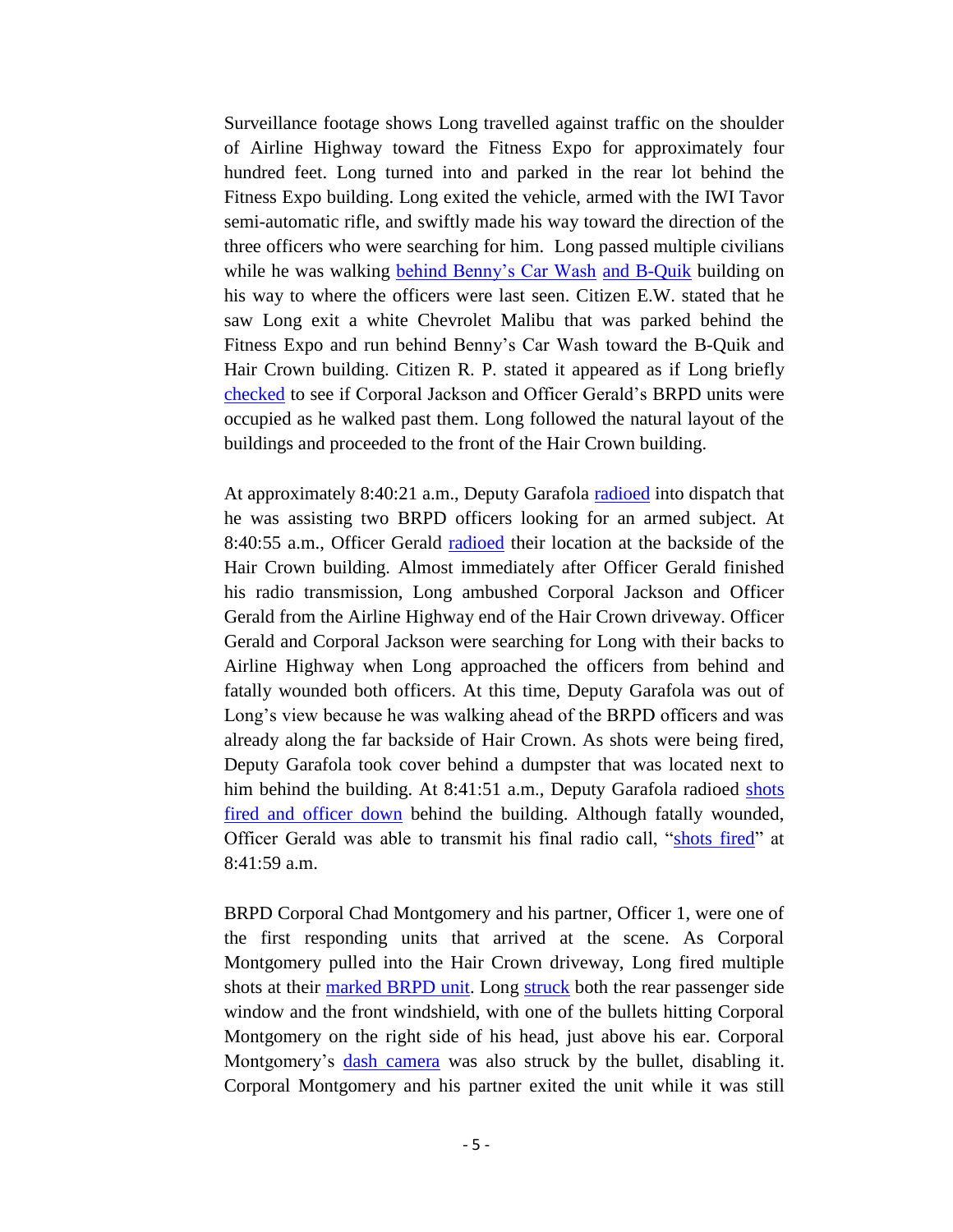Surveillance footage shows Long travelled against traffic on the shoulder of Airline Highway toward the Fitness Expo for approximately four hundred feet. Long turned into and parked in the rear lot behind the Fitness Expo building. Long exited the vehicle, armed with the IWI Tavor semi-automatic rifle, and swiftly made his way toward the direction of the three officers who were searching for him. Long passed multiple civilians while he was walking behind Benny's Car Wash and B-Quik building on his way to where the officers were last seen. Citizen E.W. stated that he saw Long exit a white Chevrolet Malibu that was parked behind the Fitness Expo and run behind Benny's Car Wash toward the B-Quik and Hair Crown building. Citizen R. P. stated it appeared as if Long briefly checked to see if Corporal Jackson and Officer Gerald's BRPD units were occupied as he walked past them. Long followed the natural layout of the buildings and proceeded to the front of the Hair Crown building.

At approximately 8:40:21 a.m., Deputy Garafola radioed into dispatch that he was assisting two BRPD officers looking for an armed subject. At 8:40:55 a.m., Officer Gerald radioed their location at the backside of the Hair Crown building. Almost immediately after Officer Gerald finished his radio transmission, Long ambushed Corporal Jackson and Officer Gerald from the Airline Highway end of the Hair Crown driveway. Officer Gerald and Corporal Jackson were searching for Long with their backs to Airline Highway when Long approached the officers from behind and fatally wounded both officers. At this time, Deputy Garafola was out of Long's view because he was walking ahead of the BRPD officers and was already along the far backside of Hair Crown. As shots were being fired, Deputy Garafola took cover behind a dumpster that was located next to him behind the building. At 8:41:51 a.m., Deputy Garafola radioed shots fired and officer down behind the building. Although fatally wounded, Officer Gerald was able to transmit his final radio call, "shots fired" at 8:41:59 a.m.

BRPD Corporal Chad Montgomery and his partner, Officer 1, were one of the first responding units that arrived at the scene. As Corporal Montgomery pulled into the Hair Crown driveway, Long fired multiple shots at their marked BRPD unit. Long struck both the rear passenger side window and the front windshield, with one of the bullets hitting Corporal Montgomery on the right side of his head, just above his ear. Corporal Montgomery's dash camera was also struck by the bullet, disabling it. Corporal Montgomery and his partner exited the unit while it was still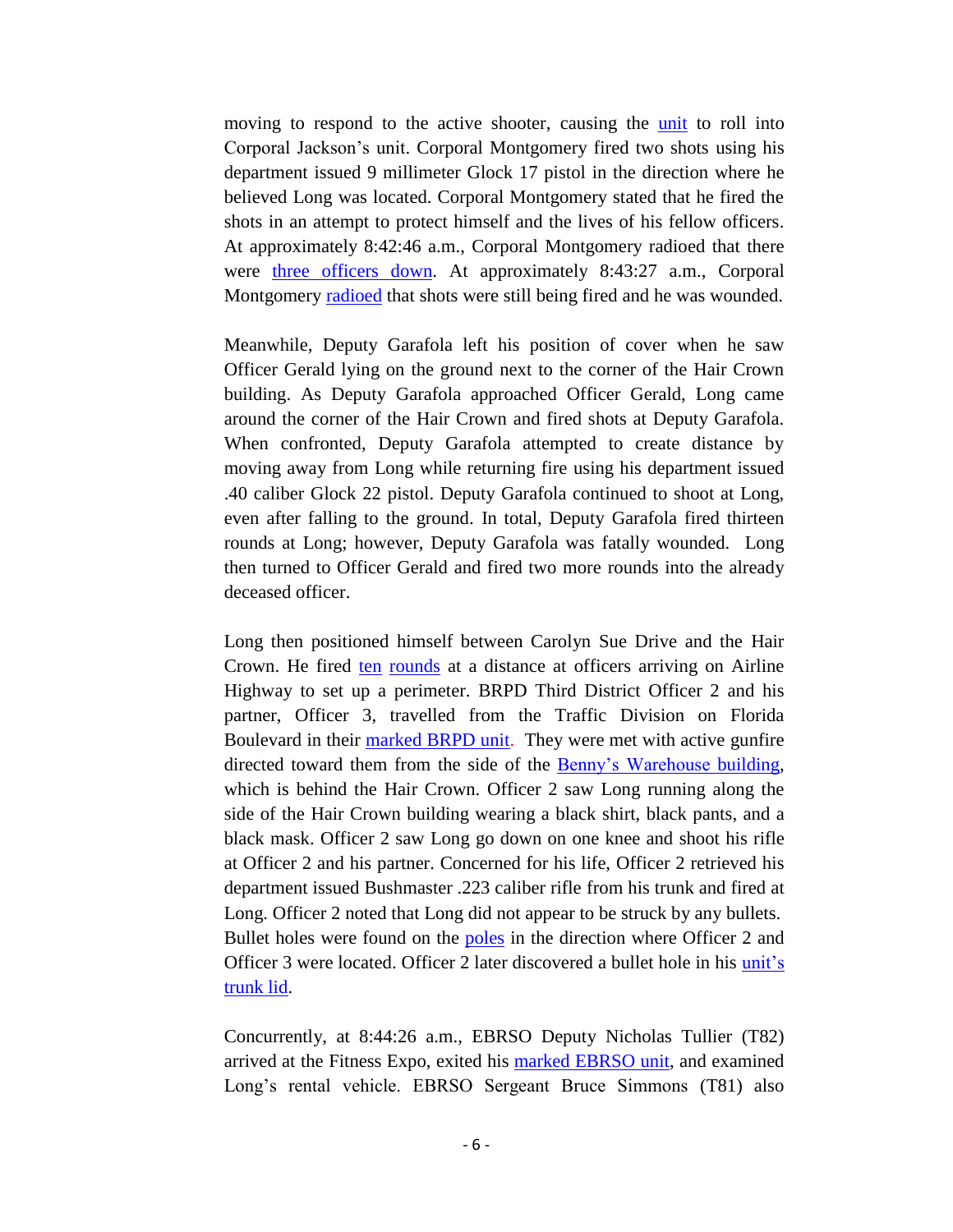moving to respond to the active shooter, causing the unit to roll into Corporal Jackson's unit. Corporal Montgomery fired two shots using his department issued 9 millimeter Glock 17 pistol in the direction where he believed Long was located. Corporal Montgomery stated that he fired the shots in an attempt to protect himself and the lives of his fellow officers. At approximately 8:42:46 a.m., Corporal Montgomery radioed that there were three officers down. At approximately 8:43:27 a.m., Corporal Montgomery radioed that shots were still being fired and he was wounded.

Meanwhile, Deputy Garafola left his position of cover when he saw Officer Gerald lying on the ground next to the corner of the Hair Crown building. As Deputy Garafola approached Officer Gerald, Long came around the corner of the Hair Crown and fired shots at Deputy Garafola. When confronted, Deputy Garafola attempted to create distance by moving away from Long while returning fire using his department issued .40 caliber Glock 22 pistol. Deputy Garafola continued to shoot at Long, even after falling to the ground. In total, Deputy Garafola fired thirteen rounds at Long; however, Deputy Garafola was fatally wounded. Long then turned to Officer Gerald and fired two more rounds into the already deceased officer.

Long then positioned himself between Carolyn Sue Drive and the Hair Crown. He fired ten rounds at a distance at officers arriving on Airline Highway to set up a perimeter. BRPD Third District Officer 2 and his partner, Officer 3, travelled from the Traffic Division on Florida Boulevard in their marked BRPD unit. They were met with active gunfire directed toward them from the side of the Benny's Warehouse building, which is behind the Hair Crown. Officer 2 saw Long running along the side of the Hair Crown building wearing a black shirt, black pants, and a black mask. Officer 2 saw Long go down on one knee and shoot his rifle at Officer 2 and his partner. Concerned for his life, Officer 2 retrieved his department issued Bushmaster .223 caliber rifle from his trunk and fired at Long. Officer 2 noted that Long did not appear to be struck by any bullets. Bullet holes were found on the poles in the direction where Officer 2 and Officer 3 were located. Officer 2 later discovered a bullet hole in his unit's trunk lid.

Concurrently, at 8:44:26 a.m., EBRSO Deputy Nicholas Tullier (T82) arrived at the Fitness Expo, exited his marked EBRSO unit, and examined Long's rental vehicle. EBRSO Sergeant Bruce Simmons (T81) also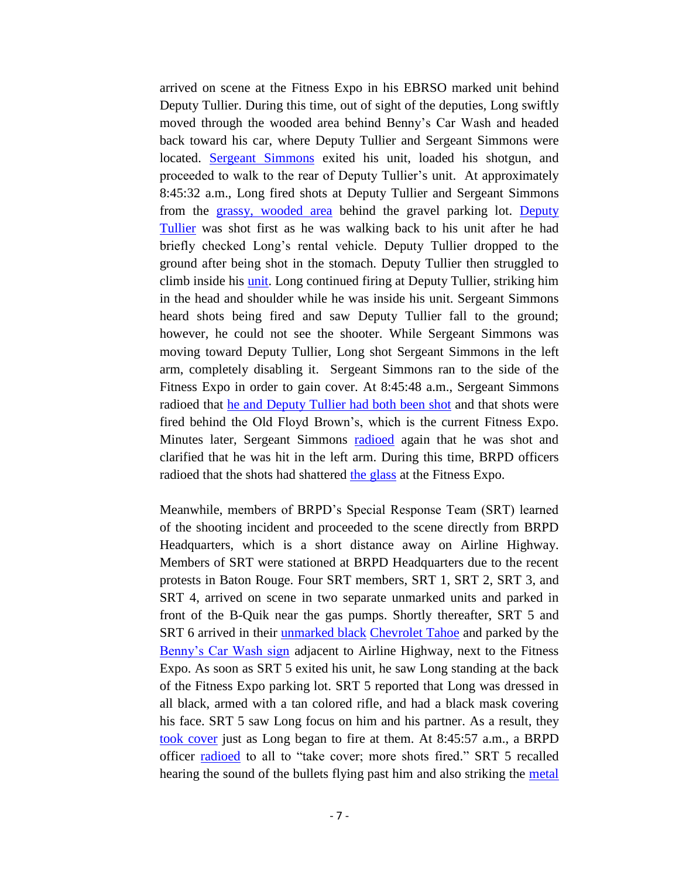arrived on scene at the Fitness Expo in his EBRSO marked unit behind Deputy Tullier. During this time, out of sight of the deputies, Long swiftly moved through the wooded area behind Benny's Car Wash and headed back toward his car, where Deputy Tullier and Sergeant Simmons were located. Sergeant Simmons exited his unit, loaded his shotgun, and proceeded to walk to the rear of Deputy Tullier's unit. At approximately 8:45:32 a.m., Long fired shots at Deputy Tullier and Sergeant Simmons from the grassy, wooded area behind the gravel parking lot. Deputy Tullier was shot first as he was walking back to his unit after he had briefly checked Long's rental vehicle. Deputy Tullier dropped to the ground after being shot in the stomach. Deputy Tullier then struggled to climb inside his unit. Long continued firing at Deputy Tullier, striking him in the head and shoulder while he was inside his unit. Sergeant Simmons heard shots being fired and saw Deputy Tullier fall to the ground; however, he could not see the shooter. While Sergeant Simmons was moving toward Deputy Tullier, Long shot Sergeant Simmons in the left arm, completely disabling it. Sergeant Simmons ran to the side of the Fitness Expo in order to gain cover. At 8:45:48 a.m., Sergeant Simmons radioed that he and Deputy Tullier had both been shot and that shots were fired behind the Old Floyd Brown's, which is the current Fitness Expo. Minutes later, Sergeant Simmons radioed again that he was shot and clarified that he was hit in the left arm. During this time, BRPD officers radioed that the shots had shattered the glass at the Fitness Expo.

Meanwhile, members of BRPD's Special Response Team (SRT) learned of the shooting incident and proceeded to the scene directly from BRPD Headquarters, which is a short distance away on Airline Highway. Members of SRT were stationed at BRPD Headquarters due to the recent protests in Baton Rouge. Four SRT members, SRT 1, SRT 2, SRT 3, and SRT 4, arrived on scene in two separate unmarked units and parked in front of the B-Quik near the gas pumps. Shortly thereafter, SRT 5 and SRT 6 arrived in their unmarked black Chevrolet Tahoe and parked by the Benny's Car Wash sign adjacent to Airline Highway, next to the Fitness Expo. As soon as SRT 5 exited his unit, he saw Long standing at the back of the Fitness Expo parking lot. SRT 5 reported that Long was dressed in all black, armed with a tan colored rifle, and had a black mask covering his face. SRT 5 saw Long focus on him and his partner. As a result, they took cover just as Long began to fire at them. At 8:45:57 a.m., a BRPD officer radioed to all to "take cover; more shots fired." SRT 5 recalled hearing the sound of the bullets flying past him and also striking the metal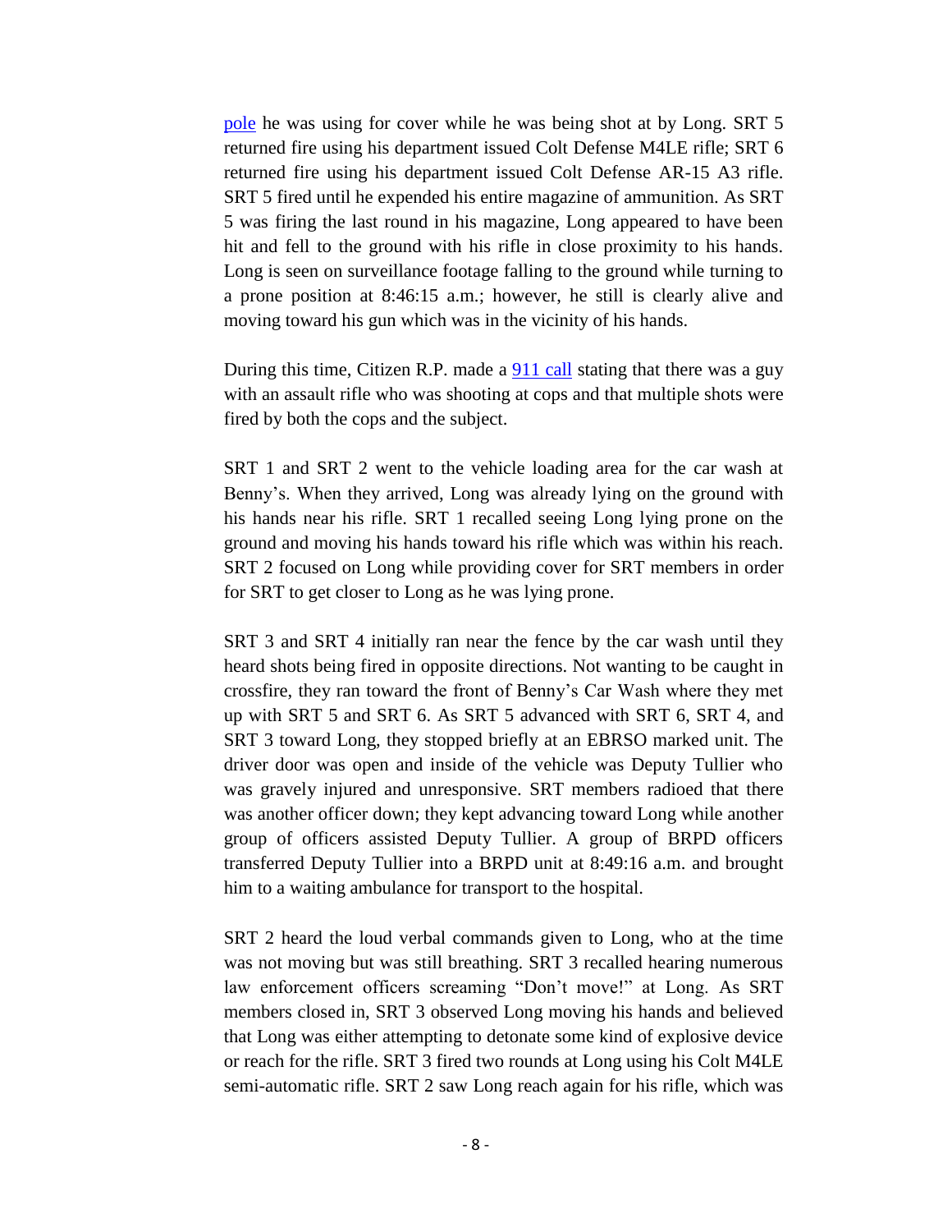pole he was using for cover while he was being shot at by Long. SRT 5 returned fire using his department issued Colt Defense M4LE rifle; SRT 6 returned fire using his department issued Colt Defense AR-15 A3 rifle. SRT 5 fired until he expended his entire magazine of ammunition. As SRT 5 was firing the last round in his magazine, Long appeared to have been hit and fell to the ground with his rifle in close proximity to his hands. Long is seen on surveillance footage falling to the ground while turning to a prone position at 8:46:15 a.m.; however, he still is clearly alive and moving toward his gun which was in the vicinity of his hands.

During this time, Citizen R.P. made a 911 call stating that there was a guy with an assault rifle who was shooting at cops and that multiple shots were fired by both the cops and the subject.

SRT 1 and SRT 2 went to the vehicle loading area for the car wash at Benny's. When they arrived, Long was already lying on the ground with his hands near his rifle. SRT 1 recalled seeing Long lying prone on the ground and moving his hands toward his rifle which was within his reach. SRT 2 focused on Long while providing cover for SRT members in order for SRT to get closer to Long as he was lying prone.

SRT 3 and SRT 4 initially ran near the fence by the car wash until they heard shots being fired in opposite directions. Not wanting to be caught in crossfire, they ran toward the front of Benny's Car Wash where they met up with SRT 5 and SRT 6. As SRT 5 advanced with SRT 6, SRT 4, and SRT 3 toward Long, they stopped briefly at an EBRSO marked unit. The driver door was open and inside of the vehicle was Deputy Tullier who was gravely injured and unresponsive. SRT members radioed that there was another officer down; they kept advancing toward Long while another group of officers assisted Deputy Tullier. A group of BRPD officers transferred Deputy Tullier into a BRPD unit at 8:49:16 a.m. and brought him to a waiting ambulance for transport to the hospital.

SRT 2 heard the loud verbal commands given to Long, who at the time was not moving but was still breathing. SRT 3 recalled hearing numerous law enforcement officers screaming "Don't move!" at Long. As SRT members closed in, SRT 3 observed Long moving his hands and believed that Long was either attempting to detonate some kind of explosive device or reach for the rifle. SRT 3 fired two rounds at Long using his Colt M4LE semi-automatic rifle. SRT 2 saw Long reach again for his rifle, which was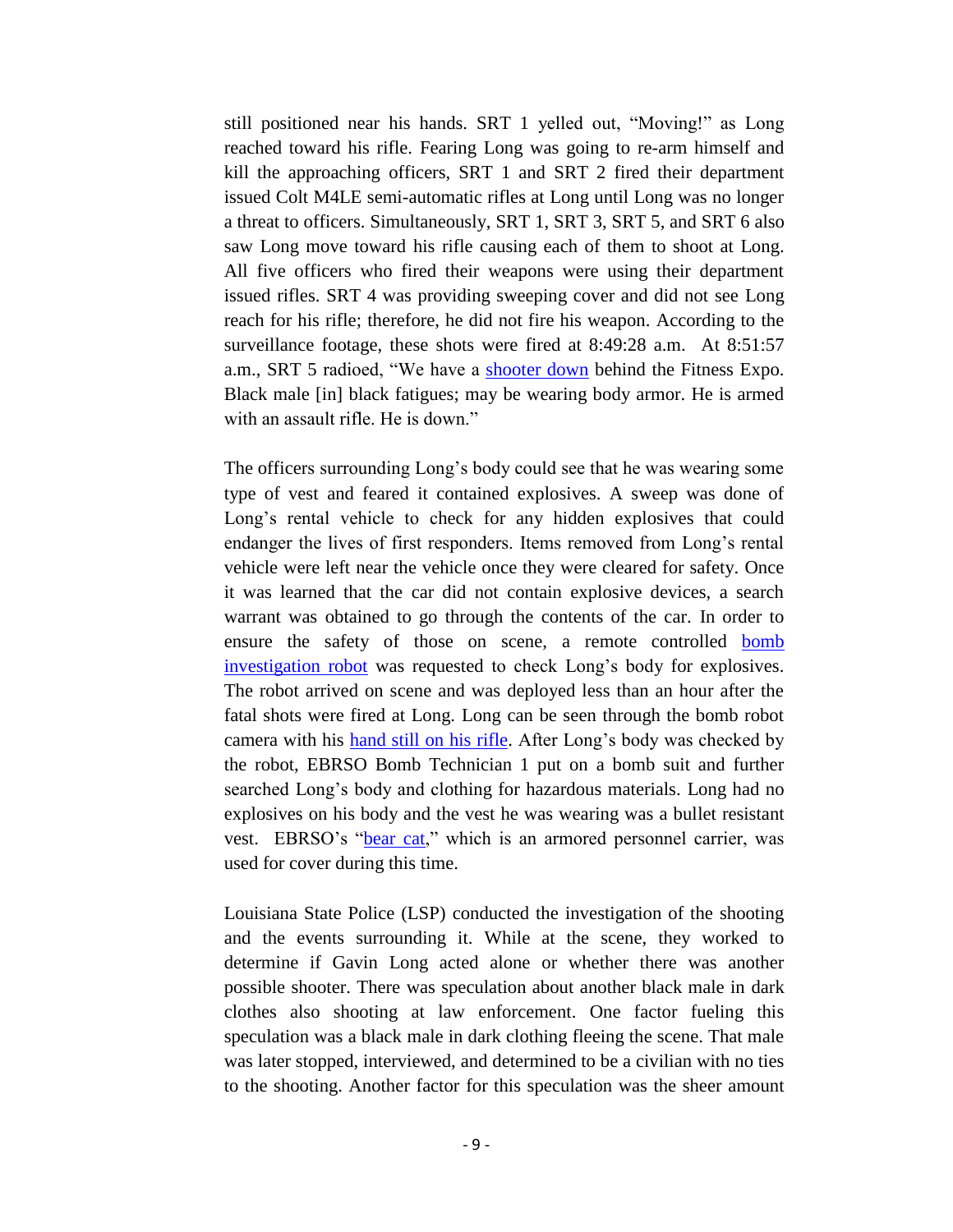still positioned near his hands. SRT 1 yelled out, "Moving!" as Long reached toward his rifle. Fearing Long was going to re-arm himself and kill the approaching officers, SRT 1 and SRT 2 fired their department issued Colt M4LE semi-automatic rifles at Long until Long was no longer a threat to officers. Simultaneously, SRT 1, SRT 3, SRT 5, and SRT 6 also saw Long move toward his rifle causing each of them to shoot at Long. All five officers who fired their weapons were using their department issued rifles. SRT 4 was providing sweeping cover and did not see Long reach for his rifle; therefore, he did not fire his weapon. According to the surveillance footage, these shots were fired at 8:49:28 a.m. At 8:51:57 a.m., SRT 5 radioed, "We have a shooter down behind the Fitness Expo. Black male [in] black fatigues; may be wearing body armor. He is armed with an assault rifle. He is down."

The officers surrounding Long's body could see that he was wearing some type of vest and feared it contained explosives. A sweep was done of Long's rental vehicle to check for any hidden explosives that could endanger the lives of first responders. Items removed from Long's rental vehicle were left near the vehicle once they were cleared for safety. Once it was learned that the car did not contain explosive devices, a search warrant was obtained to go through the contents of the car. In order to ensure the safety of those on scene, a remote controlled bomb investigation robot was requested to check Long's body for explosives. The robot arrived on scene and was deployed less than an hour after the fatal shots were fired at Long. Long can be seen through the bomb robot camera with his hand still on his rifle. After Long's body was checked by the robot, EBRSO Bomb Technician 1 put on a bomb suit and further searched Long's body and clothing for hazardous materials. Long had no explosives on his body and the vest he was wearing was a bullet resistant vest. EBRSO's "bear cat," which is an armored personnel carrier, was used for cover during this time.

Louisiana State Police (LSP) conducted the investigation of the shooting and the events surrounding it. While at the scene, they worked to determine if Gavin Long acted alone or whether there was another possible shooter. There was speculation about another black male in dark clothes also shooting at law enforcement. One factor fueling this speculation was a black male in dark clothing fleeing the scene. That male was later stopped, interviewed, and determined to be a civilian with no ties to the shooting. Another factor for this speculation was the sheer amount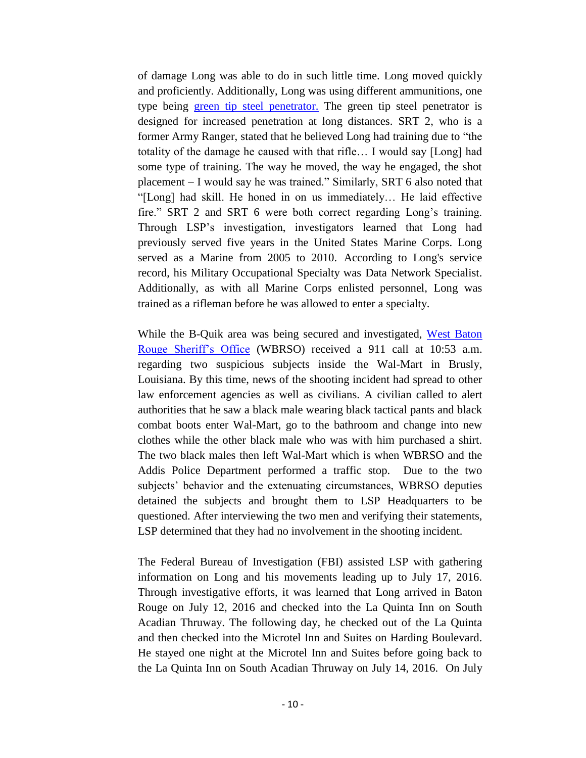of damage Long was able to do in such little time. Long moved quickly and proficiently. Additionally, Long was using different ammunitions, one type being [green tip steel penetrator.](#) The green tip steel penetrator is designed for increased penetration at long distances. SRT 2, who is a former Army Ranger, stated that he believed Long had training due to "the totality of the damage he caused with that rifle… I would say [Long] had some type of training. The way he moved, the way he engaged, the shot placement – I would say he was trained." Similarly, SRT 6 also noted that "[Long] had skill. He honed in on us immediately… He laid effective fire." SRT 2 and SRT 6 were both correct regarding Long's training. Through LSP's investigation, investigators learned that Long had previously served five years in the United States Marine Corps. Long served as a Marine from 2005 to 2010. According to Long's service record, his Military Occupational Specialty was Data Network Specialist. Additionally, as with all Marine Corps enlisted personnel, Long was trained as a rifleman before he was allowed to enter a specialty.

While the B-Quik area was being secured and investigated, [West Baton Rouge Sheriff's Office](#) (WBRSO) received a 911 call at 10:53 a.m. regarding two suspicious subjects inside the Wal-Mart in Brusly, Louisiana. By this time, news of the shooting incident had spread to other law enforcement agencies as well as civilians. A civilian called to alert authorities that he saw a black male wearing black tactical pants and black combat boots enter Wal-Mart, go to the bathroom and change into new clothes while the other black male who was with him purchased a shirt. The two black males then left Wal-Mart which is when WBRSO and the Addis Police Department performed a traffic stop. Due to the two subjects' behavior and the extenuating circumstances, WBRSO deputies detained the subjects and brought them to LSP Headquarters to be questioned. After interviewing the two men and verifying their statements, LSP determined that they had no involvement in the shooting incident.

The Federal Bureau of Investigation (FBI) assisted LSP with gathering information on Long and his movements leading up to July 17, 2016. Through investigative efforts, it was learned that Long arrived in Baton Rouge on July 12, 2016 and checked into the La Quinta Inn on South Acadian Thruway. The following day, he checked out of the La Quinta and then checked into the Microtel Inn and Suites on Harding Boulevard. He stayed one night at the Microtel Inn and Suites before going back to the La Quinta Inn on South Acadian Thruway on July 14, 2016. On July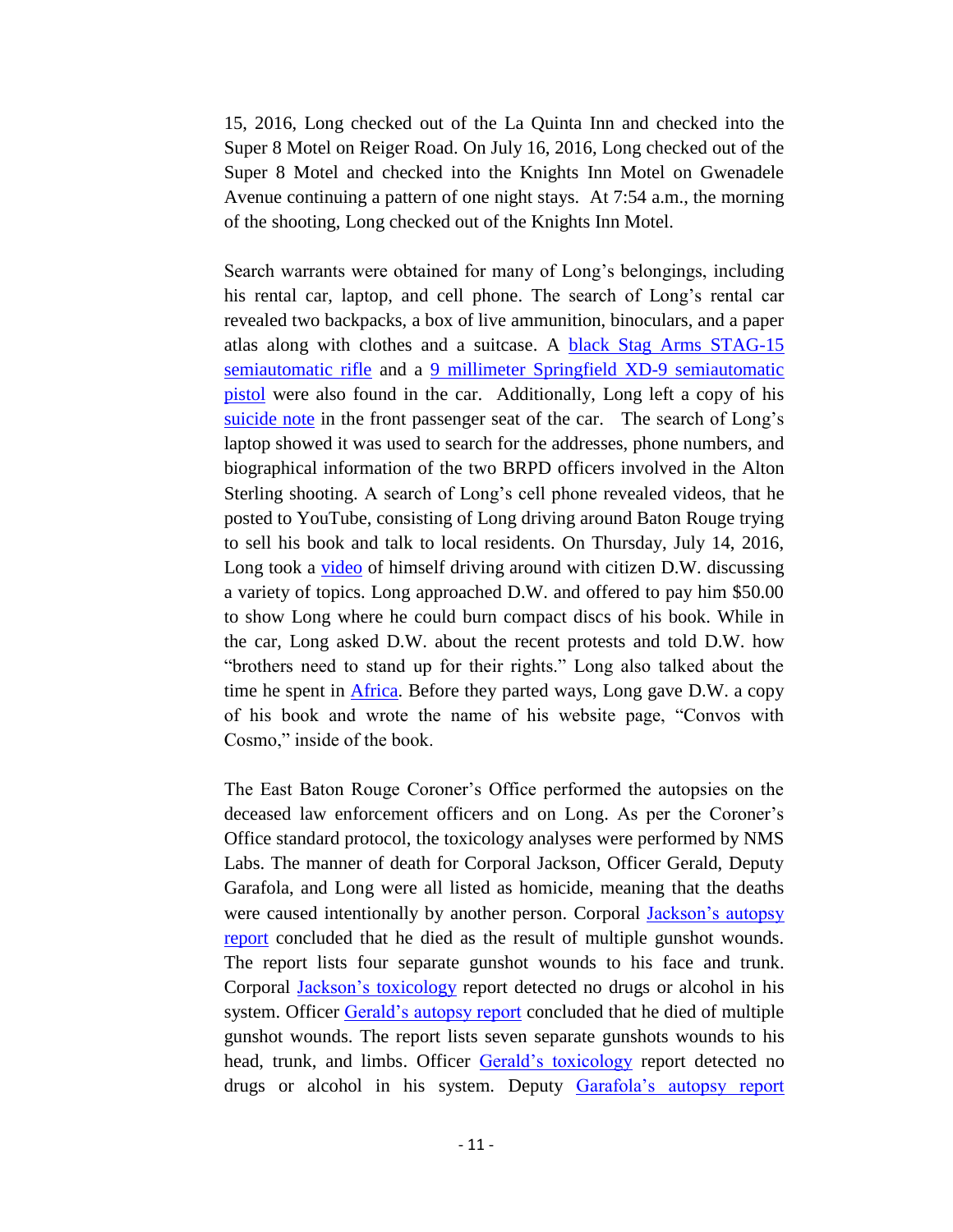15, 2016, Long checked out of the La Quinta Inn and checked into the Super 8 Motel on Reiger Road. On July 16, 2016, Long checked out of the Super 8 Motel and checked into the Knights Inn Motel on Gwenadele Avenue continuing a pattern of one night stays. At 7:54 a.m., the morning of the shooting, Long checked out of the Knights Inn Motel.

Search warrants were obtained for many of Long's belongings, including his rental car, laptop, and cell phone. The search of Long's rental car revealed two backpacks, a box of live ammunition, binoculars, and a paper atlas along with clothes and a suitcase. A black Stag Arms STAG-15 semiautomatic rifle and a 9 millimeter Springfield XD-9 semiautomatic pistol were also found in the car. Additionally, Long left a copy of his suicide note in the front passenger seat of the car. The search of Long's laptop showed it was used to search for the addresses, phone numbers, and biographical information of the two BRPD officers involved in the Alton Sterling shooting. A search of Long's cell phone revealed videos, that he posted to YouTube, consisting of Long driving around Baton Rouge trying to sell his book and talk to local residents. On Thursday, July 14, 2016, Long took a video of himself driving around with citizen D.W. discussing a variety of topics. Long approached D.W. and offered to pay him $50.00 to show Long where he could burn compact discs of his book. While in the car, Long asked D.W. about the recent protests and told D.W. how "brothers need to stand up for their rights." Long also talked about the time he spent in Africa. Before they parted ways, Long gave D.W. a copy of his book and wrote the name of his website page, "Convos with Cosmo," inside of the book.

The East Baton Rouge Coroner's Office performed the autopsies on the deceased law enforcement officers and on Long. As per the Coroner's Office standard protocol, the toxicology analyses were performed by NMS Labs. The manner of death for Corporal Jackson, Officer Gerald, Deputy Garafola, and Long were all listed as homicide, meaning that the deaths were caused intentionally by another person. Corporal Jackson's autopsy report concluded that he died as the result of multiple gunshot wounds. The report lists four separate gunshot wounds to his face and trunk. Corporal Jackson's toxicology report detected no drugs or alcohol in his system. Officer Gerald's autopsy report concluded that he died of multiple gunshot wounds. The report lists seven separate gunshots wounds to his head, trunk, and limbs. Officer Gerald's toxicology report detected no drugs or alcohol in his system. Deputy Garafola's autopsy report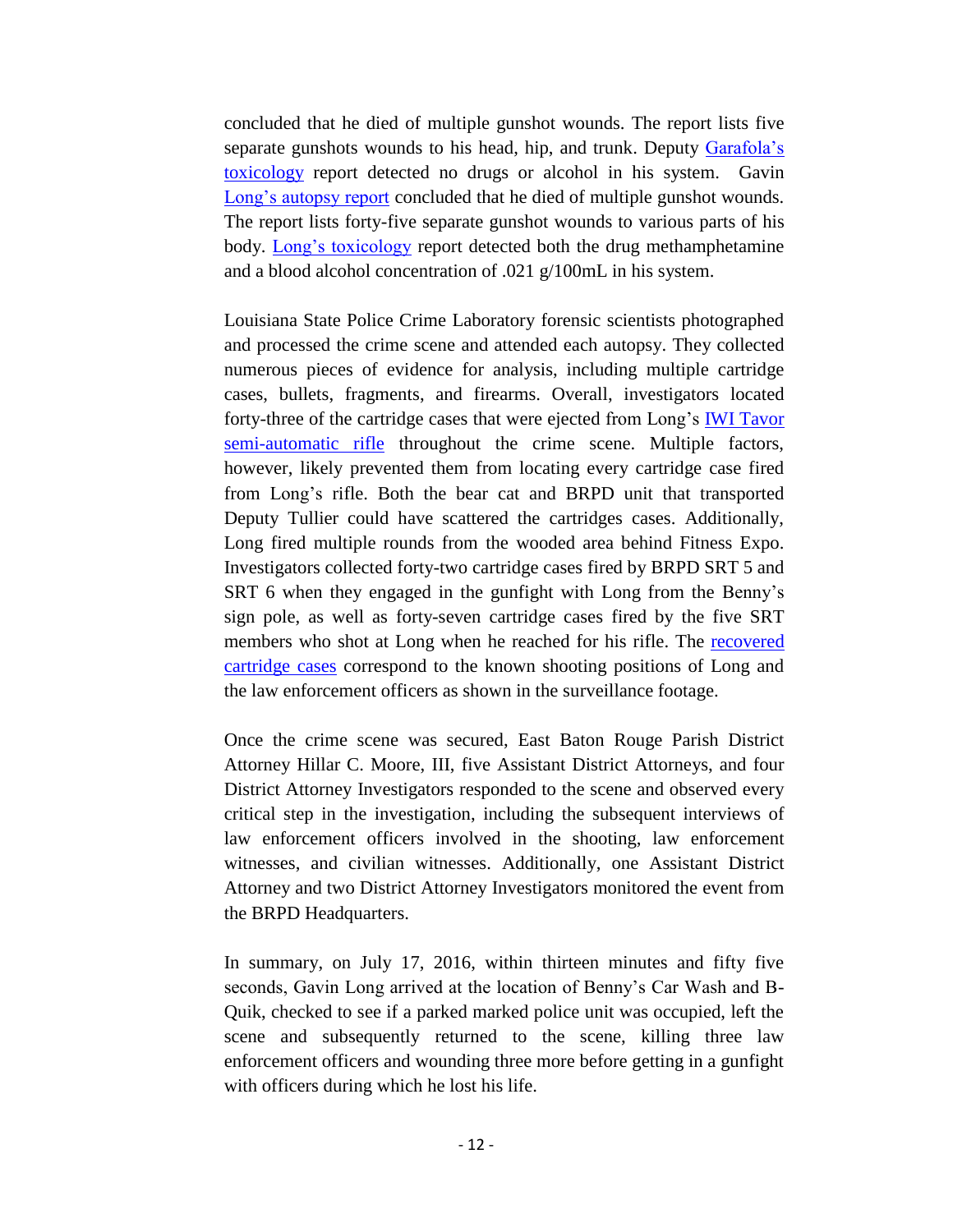concluded that he died of multiple gunshot wounds. The report lists five separate gunshots wounds to his head, hip, and trunk. Deputy Garafola's toxicology report detected no drugs or alcohol in his system. Gavin Long's autopsy report concluded that he died of multiple gunshot wounds. The report lists forty-five separate gunshot wounds to various parts of his body. Long's toxicology report detected both the drug methamphetamine and a blood alcohol concentration of .021 g/100mL in his system.

Louisiana State Police Crime Laboratory forensic scientists photographed and processed the crime scene and attended each autopsy. They collected numerous pieces of evidence for analysis, including multiple cartridge cases, bullets, fragments, and firearms. Overall, investigators located forty-three of the cartridge cases that were ejected from Long's IWI Tavor semi-automatic rifle throughout the crime scene. Multiple factors, however, likely prevented them from locating every cartridge case fired from Long's rifle. Both the bear cat and BRPD unit that transported Deputy Tullier could have scattered the cartridges cases. Additionally, Long fired multiple rounds from the wooded area behind Fitness Expo. Investigators collected forty-two cartridge cases fired by BRPD SRT 5 and SRT 6 when they engaged in the gunfight with Long from the Benny's sign pole, as well as forty-seven cartridge cases fired by the five SRT members who shot at Long when he reached for his rifle. The recovered cartridge cases correspond to the known shooting positions of Long and the law enforcement officers as shown in the surveillance footage.

Once the crime scene was secured, East Baton Rouge Parish District Attorney Hillar C. Moore, III, five Assistant District Attorneys, and four District Attorney Investigators responded to the scene and observed every critical step in the investigation, including the subsequent interviews of law enforcement officers involved in the shooting, law enforcement witnesses, and civilian witnesses. Additionally, one Assistant District Attorney and two District Attorney Investigators monitored the event from the BRPD Headquarters.

In summary, on July 17, 2016, within thirteen minutes and fifty five seconds, Gavin Long arrived at the location of Benny's Car Wash and B-Quik, checked to see if a parked marked police unit was occupied, left the scene and subsequently returned to the scene, killing three law enforcement officers and wounding three more before getting in a gunfight with officers during which he lost his life.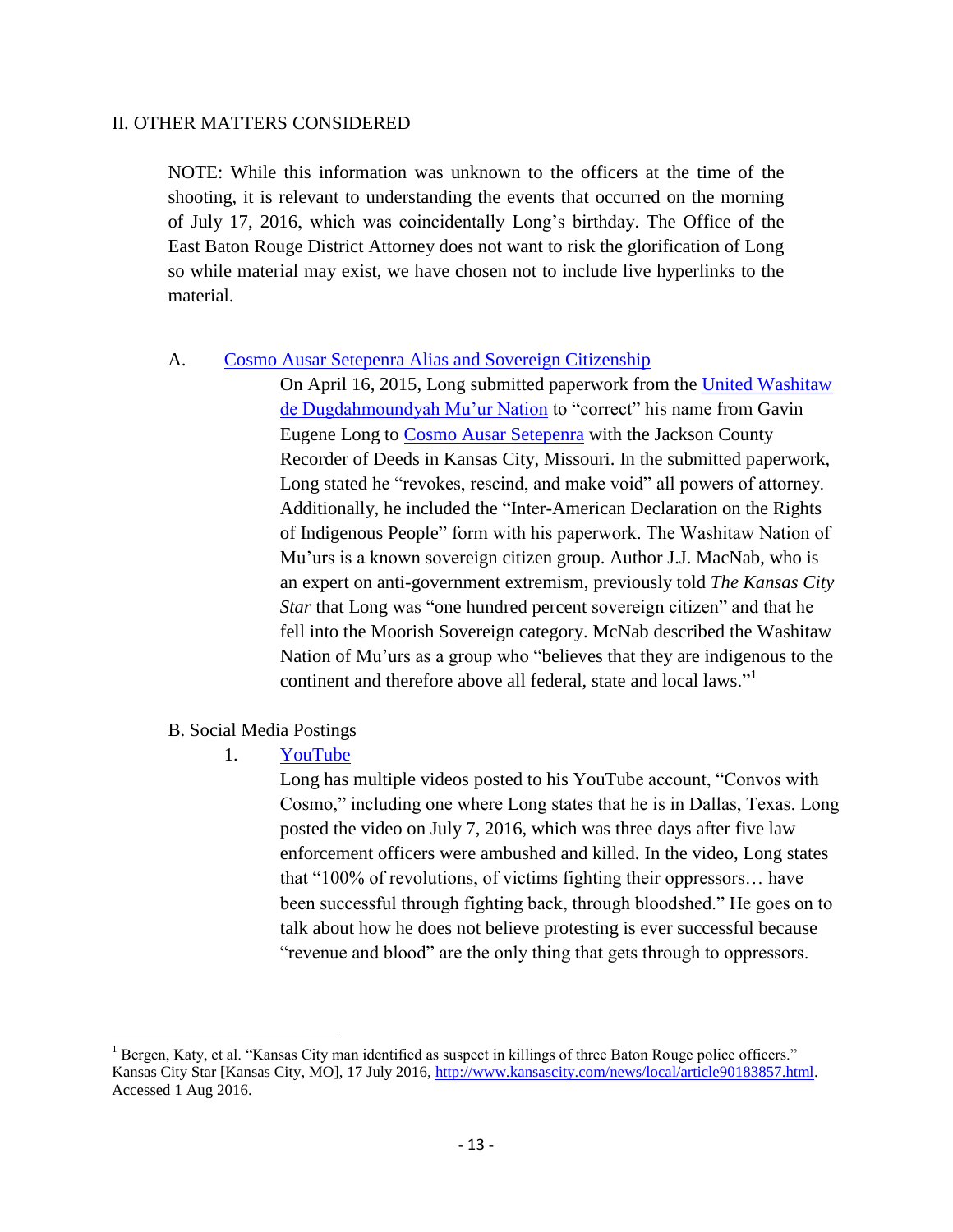## II. OTHER MATTERS CONSIDERED

NOTE: While this information was unknown to the officers at the time of the shooting, it is relevant to understanding the events that occurred on the morning of July 17, 2016, which was coincidentally Long's birthday. The Office of the East Baton Rouge District Attorney does not want to risk the glorification of Long so while material may exist, we have chosen not to include live hyperlinks to the material.

### A. Cosmo Ausar Setepenra Alias and Sovereign Citizenship

On April 16, 2015, Long submitted paperwork from the United Washitaw de Dugdahmoundyah Mu'ur Nation to "correct" his name from Gavin Eugene Long to Cosmo Ausar Setepenra with the Jackson County Recorder of Deeds in Kansas City, Missouri. In the submitted paperwork, Long stated he "revokes, rescind, and make void" all powers of attorney. Additionally, he included the "Inter-American Declaration on the Rights of Indigenous People" form with his paperwork. The Washitaw Nation of Mu'urs is a known sovereign citizen group. Author J.J. MacNab, who is an expert on anti-government extremism, previously told *The Kansas City Star* that Long was "one hundred percent sovereign citizen" and that he fell into the Moorish Sovereign category. McNab described the Washitaw Nation of Mu'urs as a group who "believes that they are indigenous to the continent and therefore above all federal, state and local laws."[1]

### B. Social Media Postings

1. YouTube

   Long has multiple videos posted to his YouTube account, "Convos with Cosmo," including one where Long states that he is in Dallas, Texas. Long posted the video on July 7, 2016, which was three days after five law enforcement officers were ambushed and killed. In the video, Long states that "100% of revolutions, of victims fighting their oppressors… have been successful through fighting back, through bloodshed." He goes on to talk about how he does not believe protesting is ever successful because "revenue and blood" are the only thing that gets through to oppressors.

---

[1] Bergen, Katy, et al. "Kansas City man identified as suspect in killings of three Baton Rouge police officers." Kansas City Star [Kansas City, MO], 17 July 2016, http://www.kansascity.com/news/local/article90183857.html. Accessed 1 Aug 2016.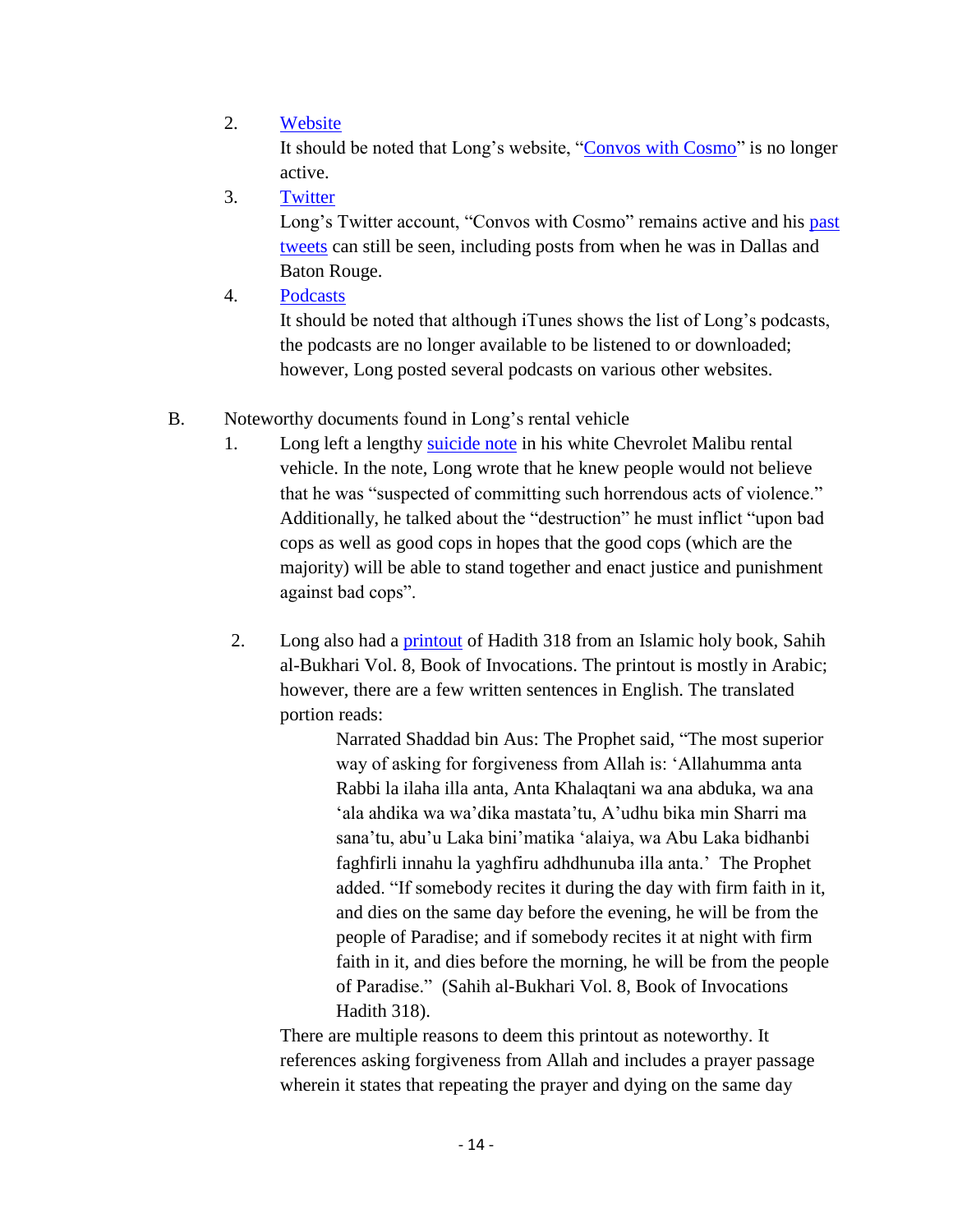2. Website

   It should be noted that Long's website, "Convos with Cosmo" is no longer active.

3. Twitter

   Long's Twitter account, "Convos with Cosmo" remains active and his past tweets can still be seen, including posts from when he was in Dallas and Baton Rouge.

4. Podcasts

   It should be noted that although iTunes shows the list of Long's podcasts, the podcasts are no longer available to be listened to or downloaded; however, Long posted several podcasts on various other websites.

B. Noteworthy documents found in Long's rental vehicle

1. Long left a lengthy suicide note in his white Chevrolet Malibu rental vehicle. In the note, Long wrote that he knew people would not believe that he was "suspected of committing such horrendous acts of violence." Additionally, he talked about the "destruction" he must inflict "upon bad cops as well as good cops in hopes that the good cops (which are the majority) will be able to stand together and enact justice and punishment against bad cops".

2. Long also had a printout of Hadith 318 from an Islamic holy book, Sahih al-Bukhari Vol. 8, Book of Invocations. The printout is mostly in Arabic; however, there are a few written sentences in English. The translated portion reads:

   > Narrated Shaddad bin Aus: The Prophet said, "The most superior way of asking for forgiveness from Allah is: 'Allahumma anta Rabbi la ilaha illa anta, Anta Khalaqtani wa ana abduka, wa ana 'ala ahdika wa wa'dika mastata'tu, A'udhu bika min Sharri ma sana'tu, abu'u Laka bini'matika 'alaiya, wa Abu Laka bidhanbi faghfirli innahu la yaghfiru adhdhunuba illa anta.' The Prophet added. "If somebody recites it during the day with firm faith in it, and dies on the same day before the evening, he will be from the people of Paradise; and if somebody recites it at night with firm faith in it, and dies before the morning, he will be from the people of Paradise." (Sahih al-Bukhari Vol. 8, Book of Invocations Hadith 318).

   There are multiple reasons to deem this printout as noteworthy. It references asking forgiveness from Allah and includes a prayer passage wherein it states that repeating the prayer and dying on the same day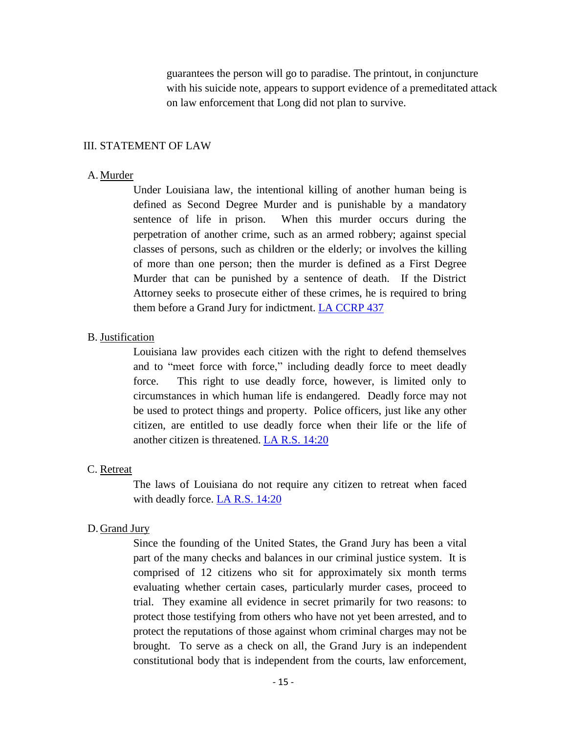guarantees the person will go to paradise. The printout, in conjuncture with his suicide note, appears to support evidence of a premeditated attack on law enforcement that Long did not plan to survive.

## III. STATEMENT OF LAW

### A. Murder

Under Louisiana law, the intentional killing of another human being is defined as Second Degree Murder and is punishable by a mandatory sentence of life in prison. When this murder occurs during the perpetration of another crime, such as an armed robbery; against special classes of persons, such as children or the elderly; or involves the killing of more than one person; then the murder is defined as a First Degree Murder that can be punished by a sentence of death. If the District Attorney seeks to prosecute either of these crimes, he is required to bring them before a Grand Jury for indictment. LA CCRP 437

### B. Justification

Louisiana law provides each citizen with the right to defend themselves and to "meet force with force," including deadly force to meet deadly force. This right to use deadly force, however, is limited only to circumstances in which human life is endangered. Deadly force may not be used to protect things and property. Police officers, just like any other citizen, are entitled to use deadly force when their life or the life of another citizen is threatened. LA R.S. 14:20

### C. Retreat

The laws of Louisiana do not require any citizen to retreat when faced with deadly force. LA R.S. 14:20

### D. Grand Jury

Since the founding of the United States, the Grand Jury has been a vital part of the many checks and balances in our criminal justice system. It is comprised of 12 citizens who sit for approximately six month terms evaluating whether certain cases, particularly murder cases, proceed to trial. They examine all evidence in secret primarily for two reasons: to protect those testifying from others who have not yet been arrested, and to protect the reputations of those against whom criminal charges may not be brought. To serve as a check on all, the Grand Jury is an independent constitutional body that is independent from the courts, law enforcement,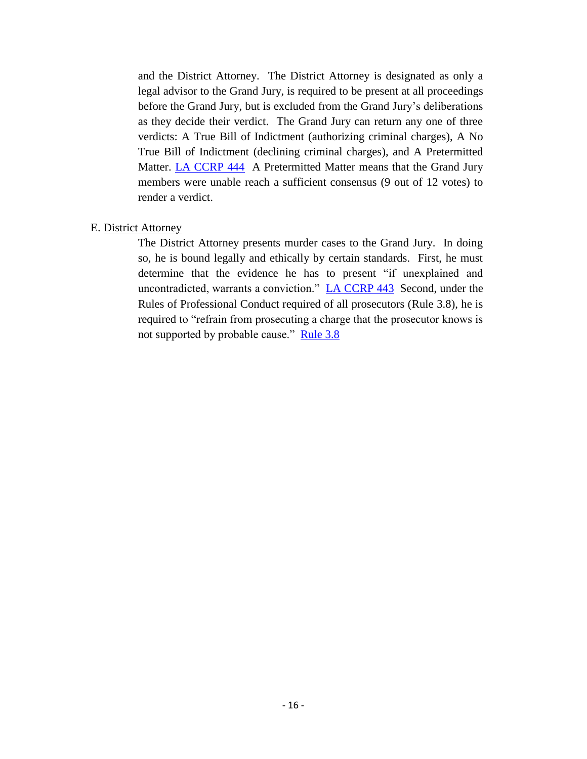and the District Attorney. The District Attorney is designated as only a legal advisor to the Grand Jury, is required to be present at all proceedings before the Grand Jury, but is excluded from the Grand Jury's deliberations as they decide their verdict. The Grand Jury can return any one of three verdicts: A True Bill of Indictment (authorizing criminal charges), A No True Bill of Indictment (declining criminal charges), and A Pretermitted Matter. LA CCRP 444 A Pretermitted Matter means that the Grand Jury members were unable reach a sufficient consensus (9 out of 12 votes) to render a verdict.

E. District Attorney

The District Attorney presents murder cases to the Grand Jury. In doing so, he is bound legally and ethically by certain standards. First, he must determine that the evidence he has to present "if unexplained and uncontradicted, warrants a conviction." LA CCRP 443 Second, under the Rules of Professional Conduct required of all prosecutors (Rule 3.8), he is required to "refrain from prosecuting a charge that the prosecutor knows is not supported by probable cause." Rule 3.8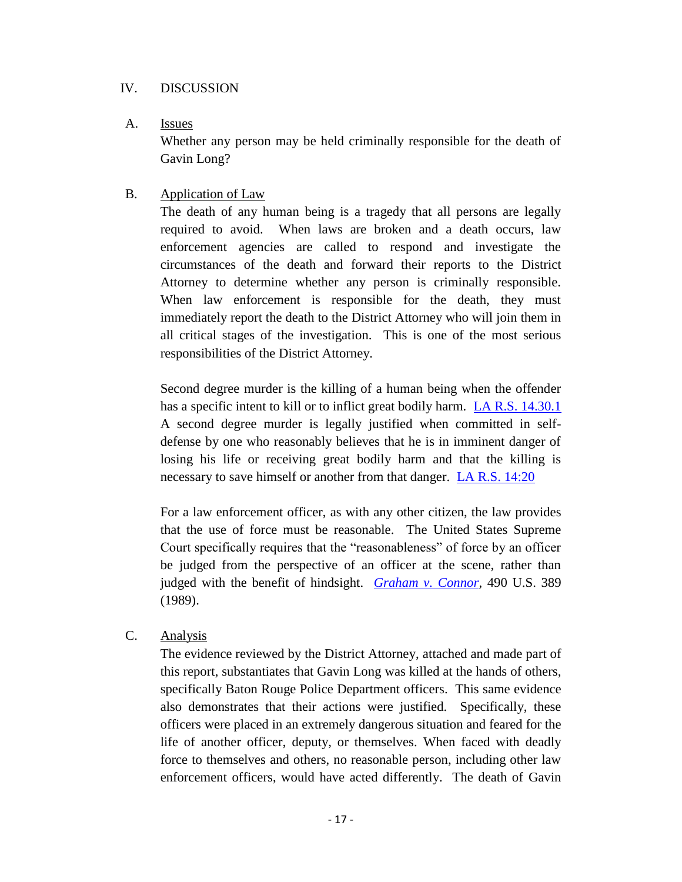## IV. DISCUSSION

### A. Issues

Whether any person may be held criminally responsible for the death of Gavin Long?

### B. Application of Law

The death of any human being is a tragedy that all persons are legally required to avoid. When laws are broken and a death occurs, law enforcement agencies are called to respond and investigate the circumstances of the death and forward their reports to the District Attorney to determine whether any person is criminally responsible. When law enforcement is responsible for the death, they must immediately report the death to the District Attorney who will join them in all critical stages of the investigation. This is one of the most serious responsibilities of the District Attorney.

Second degree murder is the killing of a human being when the offender has a specific intent to kill or to inflict great bodily harm. LA R.S. 14.30.1 A second degree murder is legally justified when committed in self-defense by one who reasonably believes that he is in imminent danger of losing his life or receiving great bodily harm and that the killing is necessary to save himself or another from that danger. LA R.S. 14:20

For a law enforcement officer, as with any other citizen, the law provides that the use of force must be reasonable. The United States Supreme Court specifically requires that the "reasonableness" of force by an officer be judged from the perspective of an officer at the scene, rather than judged with the benefit of hindsight. *Graham v. Connor*, 490 U.S. 389 (1989).

### C. Analysis

The evidence reviewed by the District Attorney, attached and made part of this report, substantiates that Gavin Long was killed at the hands of others, specifically Baton Rouge Police Department officers. This same evidence also demonstrates that their actions were justified. Specifically, these officers were placed in an extremely dangerous situation and feared for the life of another officer, deputy, or themselves. When faced with deadly force to themselves and others, no reasonable person, including other law enforcement officers, would have acted differently. The death of Gavin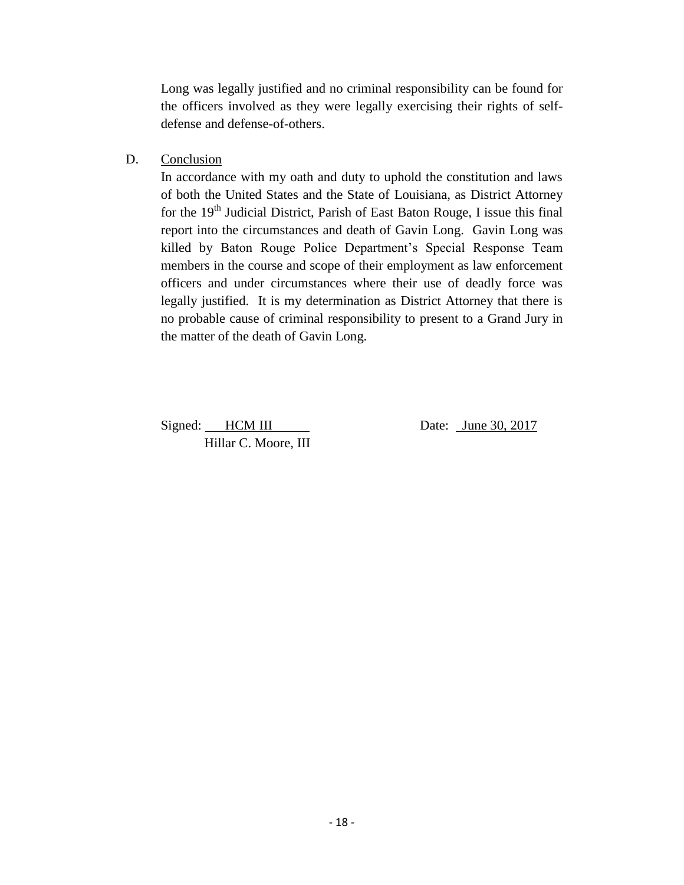Long was legally justified and no criminal responsibility can be found for the officers involved as they were legally exercising their rights of self-defense and defense-of-others.

D. Conclusion

In accordance with my oath and duty to uphold the constitution and laws of both the United States and the State of Louisiana, as District Attorney for the 19th Judicial District, Parish of East Baton Rouge, I issue this final report into the circumstances and death of Gavin Long. Gavin Long was killed by Baton Rouge Police Department's Special Response Team members in the course and scope of their employment as law enforcement officers and under circumstances where their use of deadly force was legally justified. It is my determination as District Attorney that there is no probable cause of criminal responsibility to present to a Grand Jury in the matter of the death of Gavin Long.

Signed: HCM III Date: June 30, 2017

Hillar C. Moore, III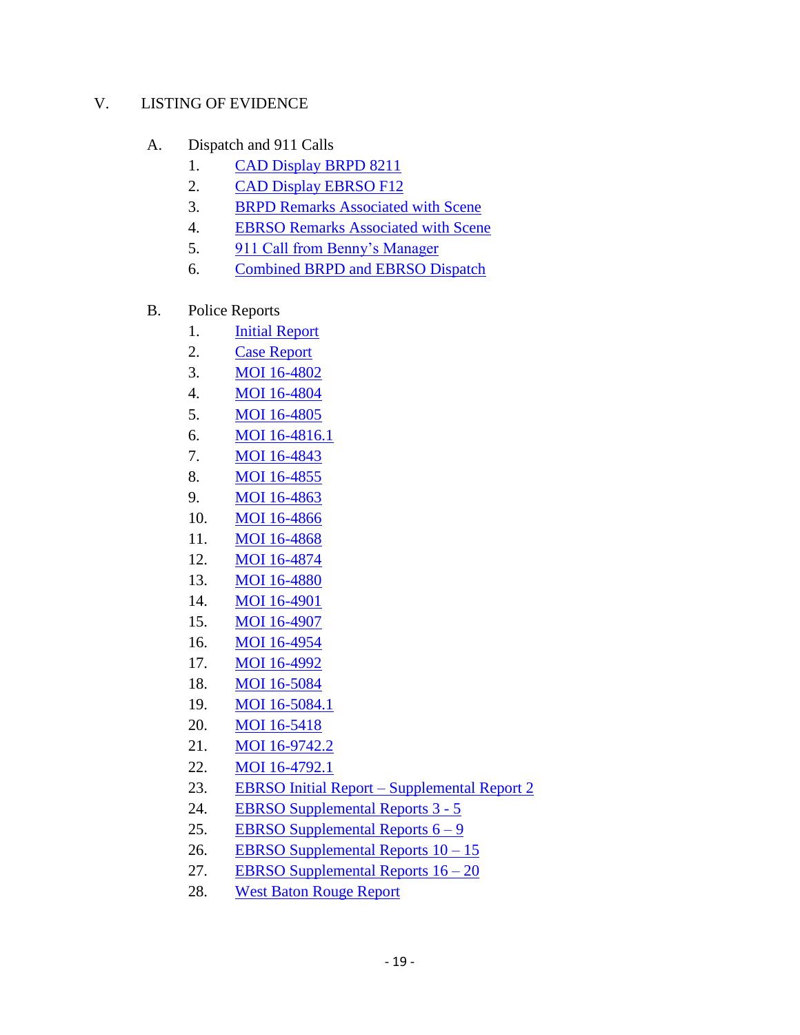## V. LISTING OF EVIDENCE

A. Dispatch and 911 Calls

1. CAD Display BRPD 8211
2. CAD Display EBRSO F12
3. BRPD Remarks Associated with Scene
4. EBRSO Remarks Associated with Scene
5. 911 Call from Benny's Manager
6. Combined BRPD and EBRSO Dispatch

B. Police Reports

1. Initial Report
2. Case Report
3. MOI 16-4802
4. MOI 16-4804
5. MOI 16-4805
6. MOI 16-4816.1
7. MOI 16-4843
8. MOI 16-4855
9. MOI 16-4863
10. MOI 16-4866
11. MOI 16-4868
12. MOI 16-4874
13. MOI 16-4880
14. MOI 16-4901
15. MOI 16-4907
16. MOI 16-4954
17. MOI 16-4992
18. MOI 16-5084
19. MOI 16-5084.1
20. MOI 16-5418
21. MOI 16-9742.2
22. MOI 16-4792.1
23. EBRSO Initial Report – Supplemental Report 2
24. EBRSO Supplemental Reports 3 - 5
25. EBRSO Supplemental Reports 6 – 9
26. EBRSO Supplemental Reports 10 – 15
27. EBRSO Supplemental Reports 16 – 20
28. West Baton Rouge Report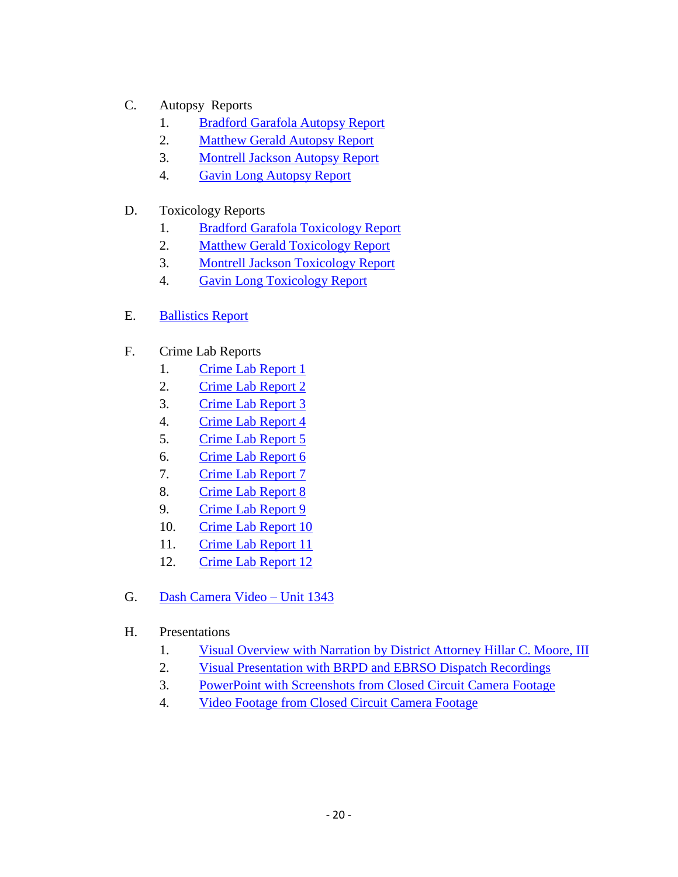C. Autopsy Reports

1. Bradford Garafola Autopsy Report
2. Matthew Gerald Autopsy Report
3. Montrell Jackson Autopsy Report
4. Gavin Long Autopsy Report

D. Toxicology Reports

1. Bradford Garafola Toxicology Report
2. Matthew Gerald Toxicology Report
3. Montrell Jackson Toxicology Report
4. Gavin Long Toxicology Report

E. Ballistics Report

F. Crime Lab Reports

1. Crime Lab Report 1
2. Crime Lab Report 2
3. Crime Lab Report 3
4. Crime Lab Report 4
5. Crime Lab Report 5
6. Crime Lab Report 6
7. Crime Lab Report 7
8. Crime Lab Report 8
9. Crime Lab Report 9
10. Crime Lab Report 10
11. Crime Lab Report 11
12. Crime Lab Report 12

G. Dash Camera Video – Unit 1343

H. Presentations

1. Visual Overview with Narration by District Attorney Hillar C. Moore, III
2. Visual Presentation with BRPD and EBRSO Dispatch Recordings
3. PowerPoint with Screenshots from Closed Circuit Camera Footage
4. Video Footage from Closed Circuit Camera Footage